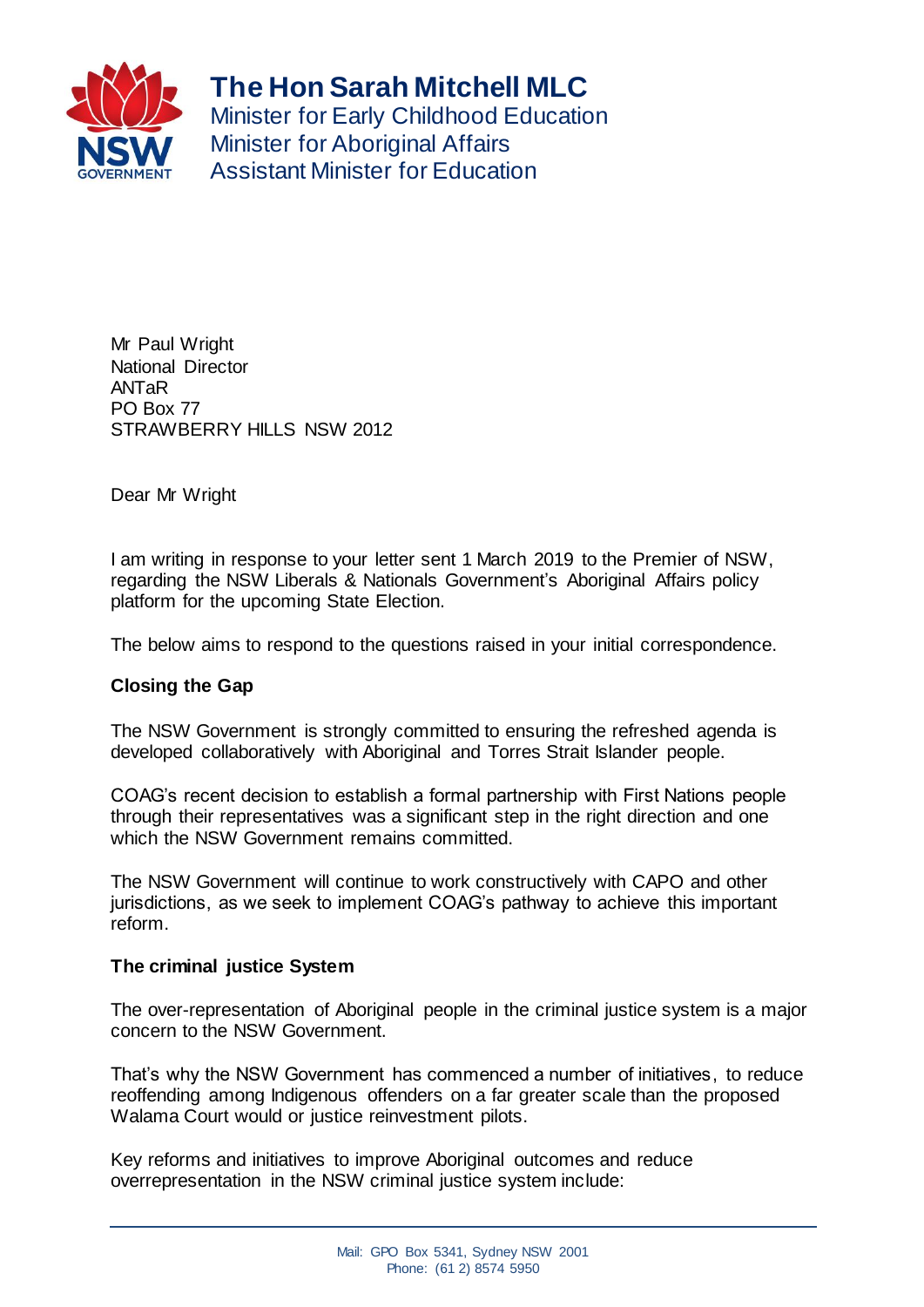**The Hon Sarah Mitchell MLC**
Minister for Early Childhood Education
Minister for Aboriginal Affairs
Assistant Minister for Education

Mr Paul Wright
National Director
ANTaR
PO Box 77
STRAWBERRY HILLS NSW 2012

Dear Mr Wright

I am writing in response to your letter sent 1 March 2019 to the Premier of NSW, regarding the NSW Liberals & Nationals Government's Aboriginal Affairs policy platform for the upcoming State Election.

The below aims to respond to the questions raised in your initial correspondence.

**Closing the Gap**

The NSW Government is strongly committed to ensuring the refreshed agenda is developed collaboratively with Aboriginal and Torres Strait Islander people.

COAG's recent decision to establish a formal partnership with First Nations people through their representatives was a significant step in the right direction and one which the NSW Government remains committed.

The NSW Government will continue to work constructively with CAPO and other jurisdictions, as we seek to implement COAG's pathway to achieve this important reform.

**The criminal justice System**

The over-representation of Aboriginal people in the criminal justice system is a major concern to the NSW Government.

That's why the NSW Government has commenced a number of initiatives, to reduce reoffending among Indigenous offenders on a far greater scale than the proposed Walama Court would or justice reinvestment pilots.

Key reforms and initiatives to improve Aboriginal outcomes and reduce overrepresentation in the NSW criminal justice system include: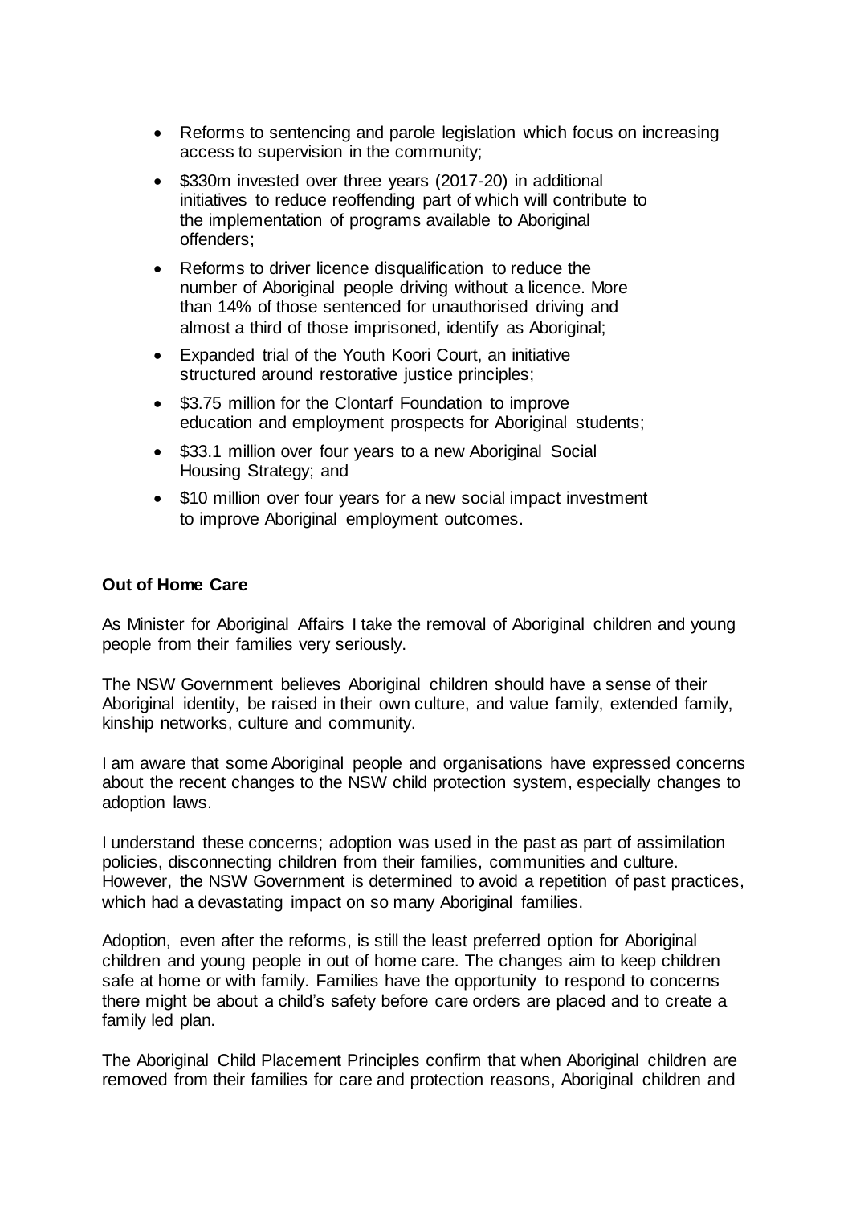- Reforms to sentencing and parole legislation which focus on increasing access to supervision in the community;
- $330m invested over three years (2017-20) in additional initiatives to reduce reoffending part of which will contribute to the implementation of programs available to Aboriginal offenders;
- Reforms to driver licence disqualification to reduce the number of Aboriginal people driving without a licence. More than 14% of those sentenced for unauthorised driving and almost a third of those imprisoned, identify as Aboriginal;
- Expanded trial of the Youth Koori Court, an initiative structured around restorative justice principles;
- $3.75 million for the Clontarf Foundation to improve education and employment prospects for Aboriginal students;
- $33.1 million over four years to a new Aboriginal Social Housing Strategy; and
- $10 million over four years for a new social impact investment to improve Aboriginal employment outcomes.

**Out of Home Care**

As Minister for Aboriginal Affairs I take the removal of Aboriginal children and young people from their families very seriously.

The NSW Government believes Aboriginal children should have a sense of their Aboriginal identity, be raised in their own culture, and value family, extended family, kinship networks, culture and community.

I am aware that some Aboriginal people and organisations have expressed concerns about the recent changes to the NSW child protection system, especially changes to adoption laws.

I understand these concerns; adoption was used in the past as part of assimilation policies, disconnecting children from their families, communities and culture. However, the NSW Government is determined to avoid a repetition of past practices, which had a devastating impact on so many Aboriginal families.

Adoption, even after the reforms, is still the least preferred option for Aboriginal children and young people in out of home care. The changes aim to keep children safe at home or with family. Families have the opportunity to respond to concerns there might be about a child's safety before care orders are placed and to create a family led plan.

The Aboriginal Child Placement Principles confirm that when Aboriginal children are removed from their families for care and protection reasons, Aboriginal children and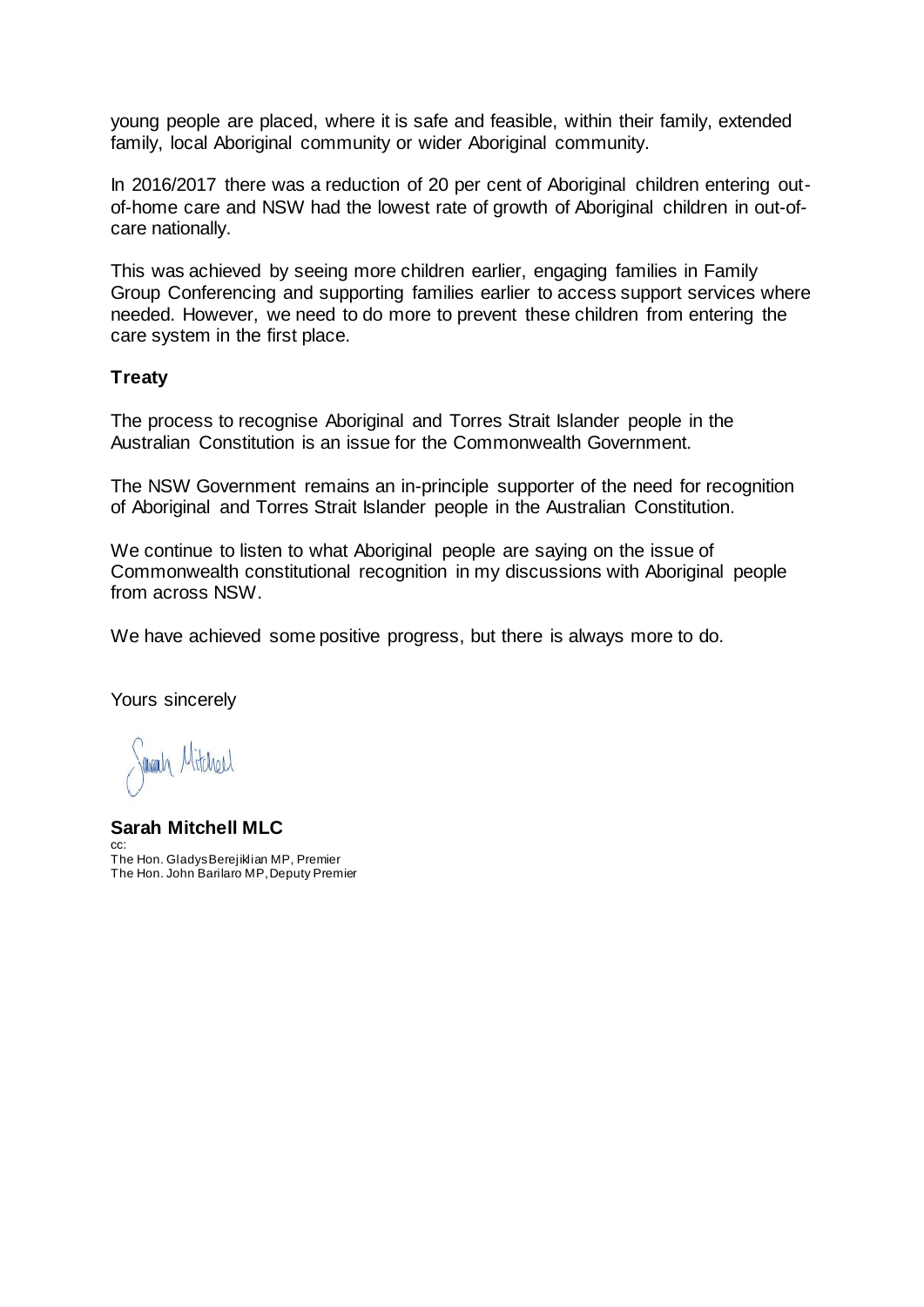young people are placed, where it is safe and feasible, within their family, extended family, local Aboriginal community or wider Aboriginal community.

In 2016/2017 there was a reduction of 20 per cent of Aboriginal children entering out-of-home care and NSW had the lowest rate of growth of Aboriginal children in out-of-care nationally.

This was achieved by seeing more children earlier, engaging families in Family Group Conferencing and supporting families earlier to access support services where needed. However, we need to do more to prevent these children from entering the care system in the first place.

**Treaty**

The process to recognise Aboriginal and Torres Strait Islander people in the Australian Constitution is an issue for the Commonwealth Government.

The NSW Government remains an in-principle supporter of the need for recognition of Aboriginal and Torres Strait Islander people in the Australian Constitution.

We continue to listen to what Aboriginal people are saying on the issue of Commonwealth constitutional recognition in my discussions with Aboriginal people from across NSW.

We have achieved some positive progress, but there is always more to do.

Yours sincerely

Sarah Mitchell

**Sarah Mitchell MLC**

cc:
The Hon. Gladys Berejiklian MP, Premier
The Hon. John Barilaro MP, Deputy Premier